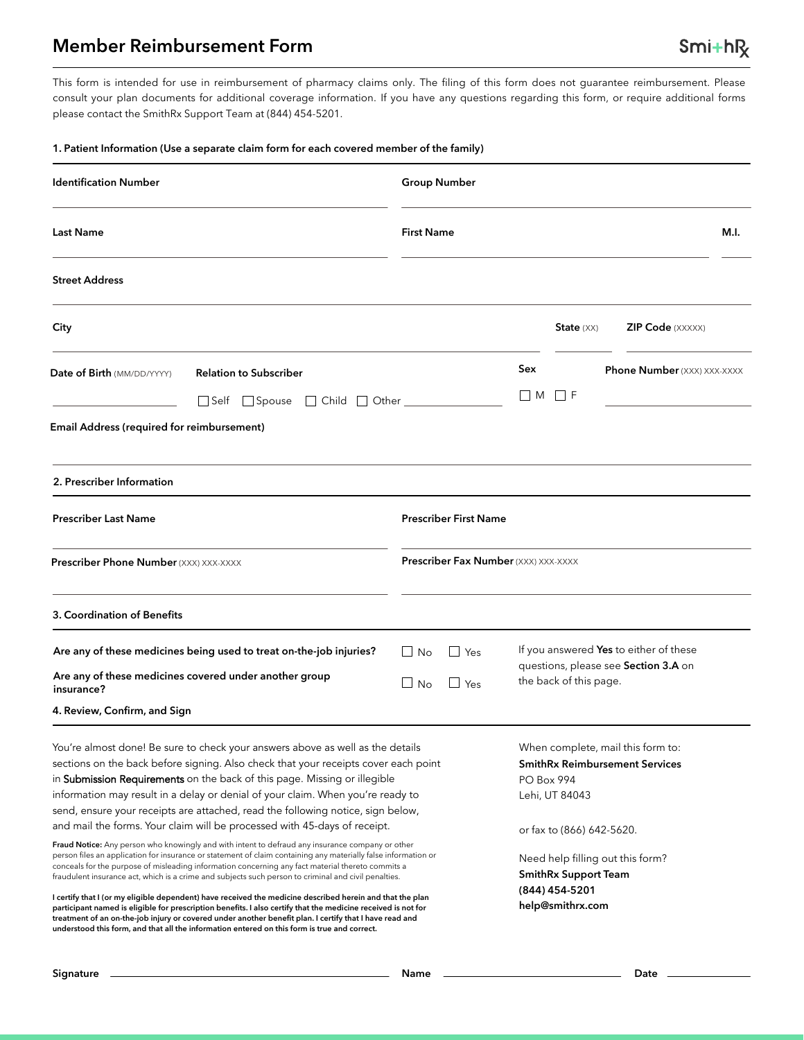# Member Reimbursement Form

SmithRx

This form is intended for use in reimbursement of pharmacy claims only. The filing of this form does not guarantee reimbursement. Please consult your plan documents for additional coverage information. If you have any questions regarding this form, or require additional forms please contact the SmithRx Support Team at (844) 454-5201.

## 1. Patient Information (Use a separate claim form for each covered member of the family)

**Identification Number** ______________________ **Group Number** ______________________

**Last Name** ______________________ **First Name** ______________________ **M.I.** ______

**Street Address** ______________________

**City** ______________________ **State** (XX) ______ **ZIP Code** (XXXXX) ______

**Date of Birth** (MM/DD/YYYY) ______________ **Relation to Subscriber** ☐ Self ☐ Spouse ☐ Child ☐ Other ______________ **Sex** ☐ M ☐ F **Phone Number** (XXX) XXX-XXXX ______________

**Email Address (required for reimbursement)** ______________________

## 2. Prescriber Information

**Prescriber Last Name** ______________________ **Prescriber First Name** ______________________

**Prescriber Phone Number** (XXX) XXX-XXXX ______________________ **Prescriber Fax Number** (XXX) XXX-XXXX ______________________

## 3. Coordination of Benefits

**Are any of these medicines being used to treat on-the-job injuries?** ☐ No ☐ Yes

**Are any of these medicines covered under another group insurance?** ☐ No ☐ Yes

If you answered **Yes** to either of these questions, please see **Section 3.A** on the back of this page.

## 4. Review, Confirm, and Sign

You're almost done! Be sure to check your answers above as well as the details sections on the back before signing. Also check that your receipts cover each point in Submission Requirements on the back of this page. Missing or illegible information may result in a delay or denial of your claim. When you're ready to send, ensure your receipts are attached, read the following notice, sign below, and mail the forms. Your claim will be processed with 45-days of receipt.

**Fraud Notice:** Any person who knowingly and with intent to defraud any insurance company or other person files an application for insurance or statement of claim containing any materially false information or conceals for the purpose of misleading information concerning any fact material thereto commits a fraudulent insurance act, which is a crime and subjects such person to criminal and civil penalties.

**I certify that I (or my eligible dependent) have received the medicine described herein and that the plan participant named is eligible for prescription benefits. I also certify that the medicine received is not for treatment of an on-the-job injury or covered under another benefit plan. I certify that I have read and understood this form, and that all the information entered on this form is true and correct.**

When complete, mail this form to:
**SmithRx Reimbursement Services**
PO Box 994
Lehi, UT 84043

or fax to (866) 642-5620.

Need help filling out this form?
**SmithRx Support Team**
**(844) 454-5201**
**help@smithrx.com**

**Signature** ______________________ **Name** ______________________ **Date** ______________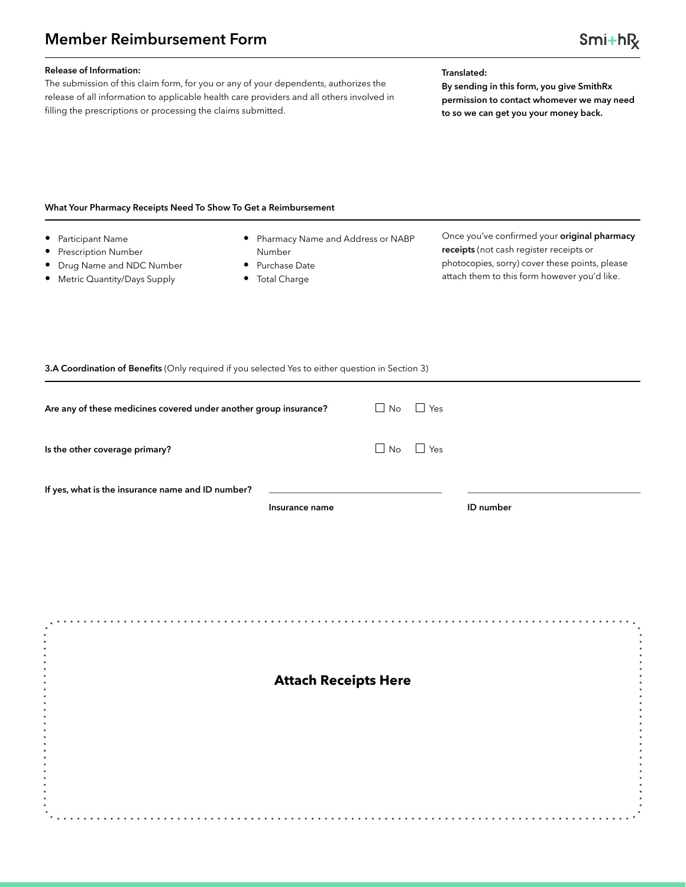# Member Reimbursement Form

SmithRx

**Release of Information:**
The submission of this claim form, for you or any of your dependents, authorizes the release of all information to applicable health care providers and all others involved in filling the prescriptions or processing the claims submitted.

**Translated:**
**By sending in this form, you give SmithRx permission to contact whomever we may need to so we can get you your money back.**

**What Your Pharmacy Receipts Need To Show To Get a Reimbursement**

- Participant Name
- Prescription Number
- Drug Name and NDC Number
- Metric Quantity/Days Supply
- Pharmacy Name and Address or NABP Number
- Purchase Date
- Total Charge

Once you've confirmed your **original pharmacy receipts** (not cash register receipts or photocopies, sorry) cover these points, please attach them to this form however you'd like.

**3.A Coordination of Benefits** (Only required if you selected Yes to either question in Section 3)

**Are any of these medicines covered under another group insurance?** ☐ No ☐ Yes

**Is the other coverage primary?** ☐ No ☐ Yes

**If yes, what is the insurance name and ID number?**

______________________ ______________________
**Insurance name** **ID number**

**Attach Receipts Here**